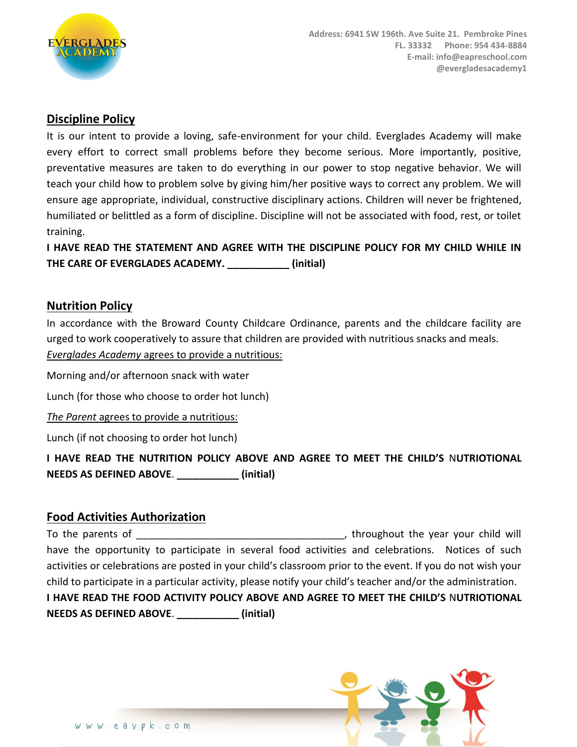Address: 6941 SW 196th. Ave Suite 21. Pembroke Pines
FL. 33332 Phone: 954 434-8884
E-mail: info@eapreschool.com
@evergladesacademy1

## Discipline Policy

It is our intent to provide a loving, safe-environment for your child. Everglades Academy will make every effort to correct small problems before they become serious. More importantly, positive, preventative measures are taken to do everything in our power to stop negative behavior. We will teach your child how to problem solve by giving him/her positive ways to correct any problem. We will ensure age appropriate, individual, constructive disciplinary actions. Children will never be frightened, humiliated or belittled as a form of discipline. Discipline will not be associated with food, rest, or toilet training.

**I HAVE READ THE STATEMENT AND AGREE WITH THE DISCIPLINE POLICY FOR MY CHILD WHILE IN THE CARE OF EVERGLADES ACADEMY. ___________ (initial)**

## Nutrition Policy

In accordance with the Broward County Childcare Ordinance, parents and the childcare facility are urged to work cooperatively to assure that children are provided with nutritious snacks and meals.

*Everglades Academy* agrees to provide a nutritious:

Morning and/or afternoon snack with water

Lunch (for those who choose to order hot lunch)

*The Parent* agrees to provide a nutritious:

Lunch (if not choosing to order hot lunch)

**I HAVE READ THE NUTRITION POLICY ABOVE AND AGREE TO MEET THE CHILD'S NUTRIOTIONAL NEEDS AS DEFINED ABOVE. ___________ (initial)**

## Food Activities Authorization

To the parents of _____________________________________, throughout the year your child will have the opportunity to participate in several food activities and celebrations. Notices of such activities or celebrations are posted in your child's classroom prior to the event. If you do not wish your child to participate in a particular activity, please notify your child's teacher and/or the administration.

**I HAVE READ THE FOOD ACTIVITY POLICY ABOVE AND AGREE TO MEET THE CHILD'S NUTRIOTIONAL NEEDS AS DEFINED ABOVE. ___________ (initial)**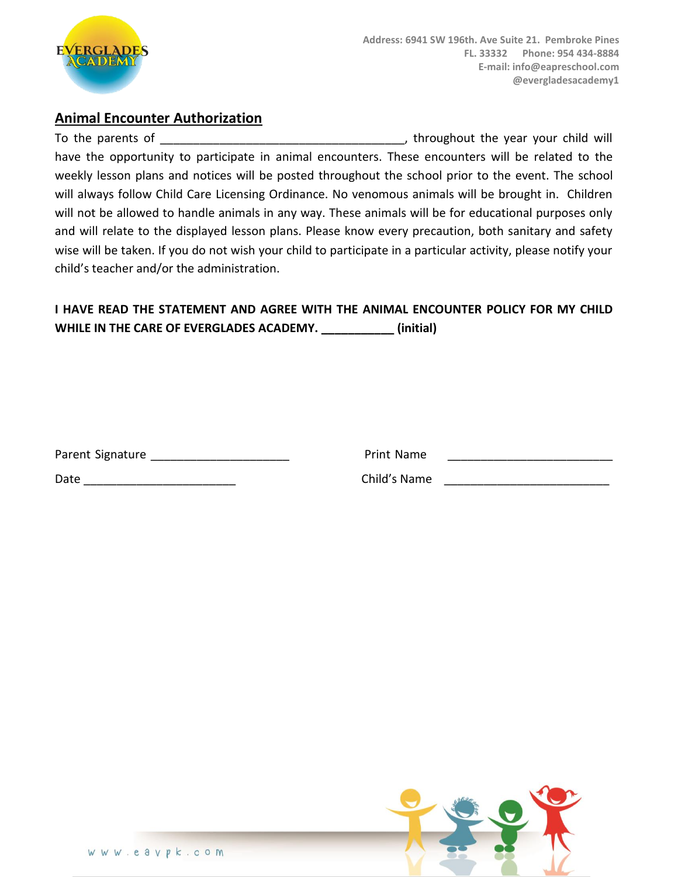Address: 6941 SW 196th. Ave Suite 21. Pembroke Pines
FL. 33332 Phone: 954 434-8884
E-mail: info@eapreschool.com
@evergladesacademy1

## Animal Encounter Authorization

To the parents of ____________________________________, throughout the year your child will have the opportunity to participate in animal encounters. These encounters will be related to the weekly lesson plans and notices will be posted throughout the school prior to the event. The school will always follow Child Care Licensing Ordinance. No venomous animals will be brought in. Children will not be allowed to handle animals in any way. These animals will be for educational purposes only and will relate to the displayed lesson plans. Please know every precaution, both sanitary and safety wise will be taken. If you do not wish your child to participate in a particular activity, please notify your child's teacher and/or the administration.

**I HAVE READ THE STATEMENT AND AGREE WITH THE ANIMAL ENCOUNTER POLICY FOR MY CHILD WHILE IN THE CARE OF EVERGLADES ACADEMY. ___________ (initial)**

Parent Signature _____________________ Print Name _________________________

Date _______________________ Child's Name _________________________

www.eavpk.com